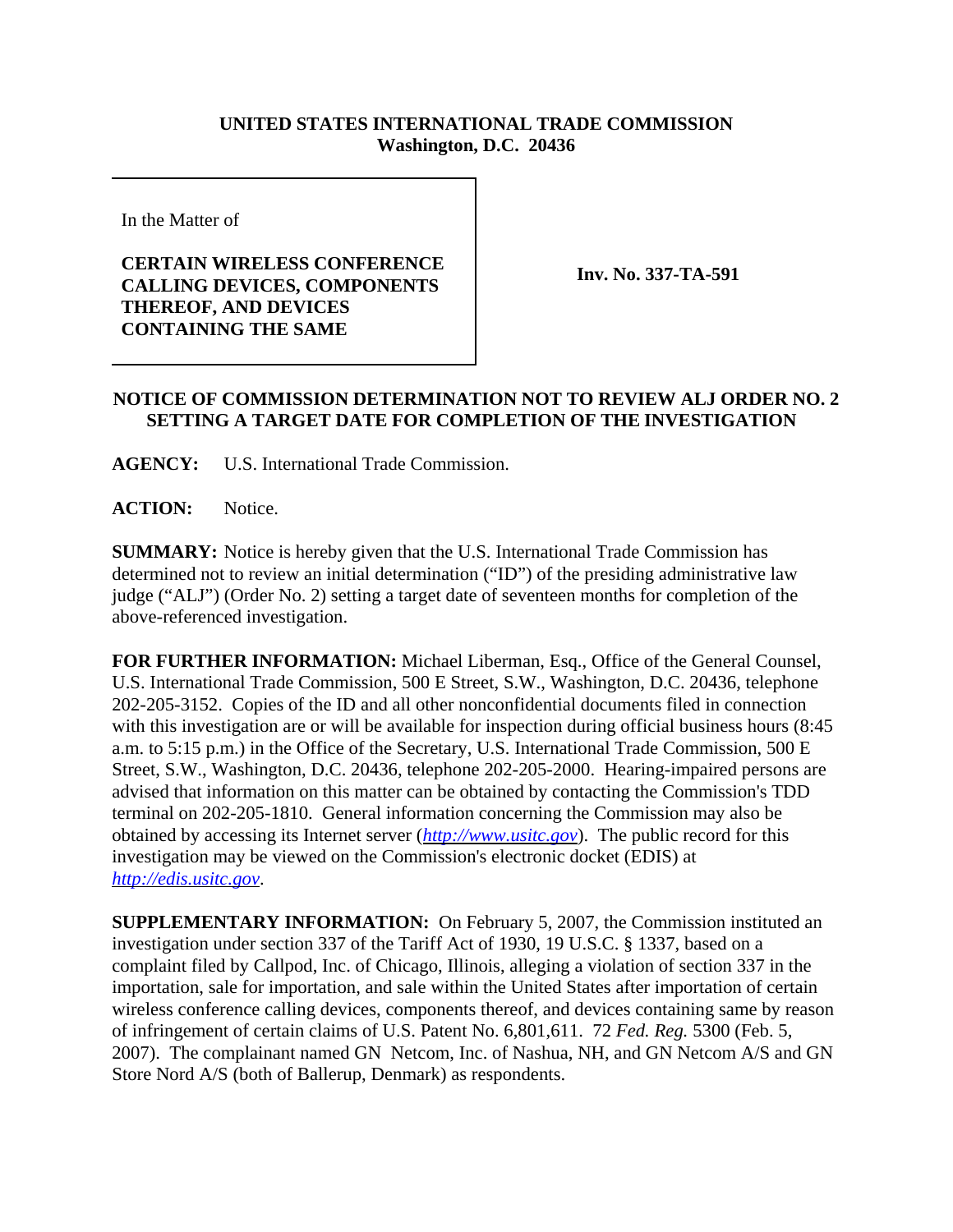**UNITED STATES INTERNATIONAL TRADE COMMISSION**
**Washington, D.C. 20436**

In the Matter of

**CERTAIN WIRELESS CONFERENCE CALLING DEVICES, COMPONENTS THEREOF, AND DEVICES CONTAINING THE SAME**

**Inv. No. 337-TA-591**

## NOTICE OF COMMISSION DETERMINATION NOT TO REVIEW ALJ ORDER NO. 2 SETTING A TARGET DATE FOR COMPLETION OF THE INVESTIGATION

**AGENCY:** U.S. International Trade Commission.

**ACTION:** Notice.

**SUMMARY:** Notice is hereby given that the U.S. International Trade Commission has determined not to review an initial determination ("ID") of the presiding administrative law judge ("ALJ") (Order No. 2) setting a target date of seventeen months for completion of the above-referenced investigation.

**FOR FURTHER INFORMATION:** Michael Liberman, Esq., Office of the General Counsel, U.S. International Trade Commission, 500 E Street, S.W., Washington, D.C. 20436, telephone 202-205-3152. Copies of the ID and all other nonconfidential documents filed in connection with this investigation are or will be available for inspection during official business hours (8:45 a.m. to 5:15 p.m.) in the Office of the Secretary, U.S. International Trade Commission, 500 E Street, S.W., Washington, D.C. 20436, telephone 202-205-2000. Hearing-impaired persons are advised that information on this matter can be obtained by contacting the Commission's TDD terminal on 202-205-1810. General information concerning the Commission may also be obtained by accessing its Internet server (*http://www.usitc.gov*). The public record for this investigation may be viewed on the Commission's electronic docket (EDIS) at *http://edis.usitc.gov*.

**SUPPLEMENTARY INFORMATION:** On February 5, 2007, the Commission instituted an investigation under section 337 of the Tariff Act of 1930, 19 U.S.C. § 1337, based on a complaint filed by Callpod, Inc. of Chicago, Illinois, alleging a violation of section 337 in the importation, sale for importation, and sale within the United States after importation of certain wireless conference calling devices, components thereof, and devices containing same by reason of infringement of certain claims of U.S. Patent No. 6,801,611. 72 *Fed. Reg.* 5300 (Feb. 5, 2007). The complainant named GN Netcom, Inc. of Nashua, NH, and GN Netcom A/S and GN Store Nord A/S (both of Ballerup, Denmark) as respondents.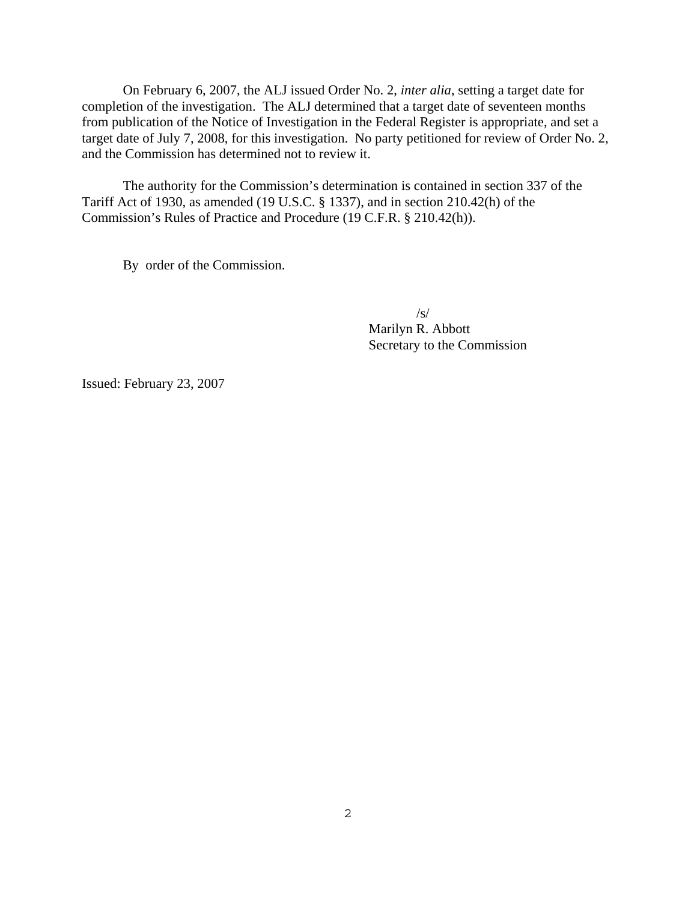On February 6, 2007, the ALJ issued Order No. 2, *inter alia*, setting a target date for completion of the investigation. The ALJ determined that a target date of seventeen months from publication of the Notice of Investigation in the Federal Register is appropriate, and set a target date of July 7, 2008, for this investigation. No party petitioned for review of Order No. 2, and the Commission has determined not to review it.

The authority for the Commission's determination is contained in section 337 of the Tariff Act of 1930, as amended (19 U.S.C. § 1337), and in section 210.42(h) of the Commission's Rules of Practice and Procedure (19 C.F.R. § 210.42(h)).

By order of the Commission.

/s/
Marilyn R. Abbott
Secretary to the Commission

Issued: February 23, 2007